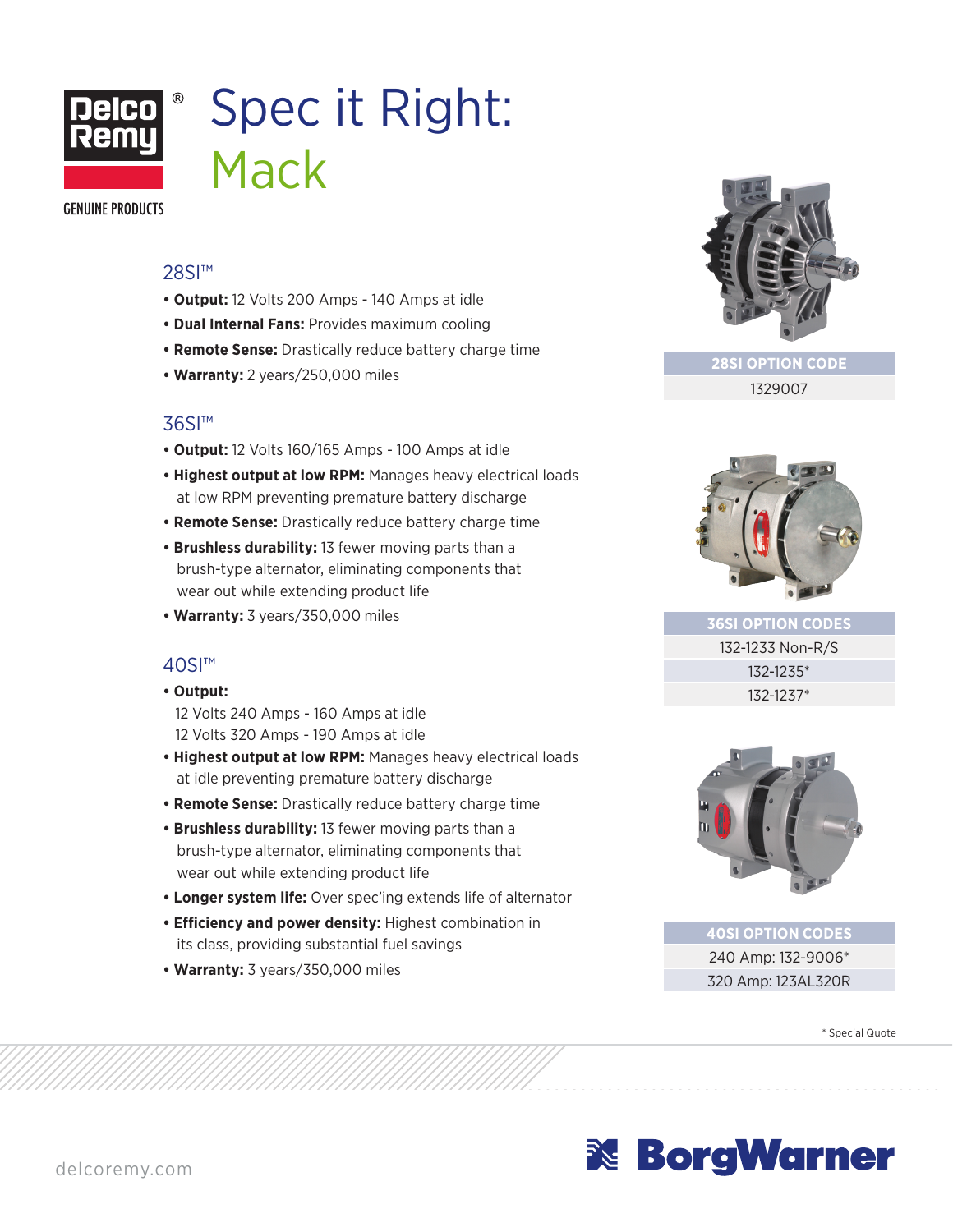# Spec it Right: Mack

Delco Remy® GENUINE PRODUCTS

## 28SI™

- **Output:** 12 Volts 200 Amps - 140 Amps at idle
- **Dual Internal Fans:** Provides maximum cooling
- **Remote Sense:** Drastically reduce battery charge time
- **Warranty:** 2 years/250,000 miles

| 28SI OPTION CODE |
|---|
| 1329007 |

## 36SI™

- **Output:** 12 Volts 160/165 Amps - 100 Amps at idle
- **Highest output at low RPM:** Manages heavy electrical loads at low RPM preventing premature battery discharge
- **Remote Sense:** Drastically reduce battery charge time
- **Brushless durability:** 13 fewer moving parts than a brush-type alternator, eliminating components that wear out while extending product life
- **Warranty:** 3 years/350,000 miles

| 36SI OPTION CODES |
|---|
| 132-1233 Non-R/S |
| 132-1235* |
| 132-1237* |

## 40SI™

- **Output:**
  12 Volts 240 Amps - 160 Amps at idle
  12 Volts 320 Amps - 190 Amps at idle
- **Highest output at low RPM:** Manages heavy electrical loads at idle preventing premature battery discharge
- **Remote Sense:** Drastically reduce battery charge time
- **Brushless durability:** 13 fewer moving parts than a brush-type alternator, eliminating components that wear out while extending product life
- **Longer system life:** Over spec'ing extends life of alternator
- **Efficiency and power density:** Highest combination in its class, providing substantial fuel savings
- **Warranty:** 3 years/350,000 miles

| 40SI OPTION CODES |
|---|
| 240 Amp: 132-9006* |
| 320 Amp: 123AL320R |

* Special Quote

delcoremy.com

BorgWarner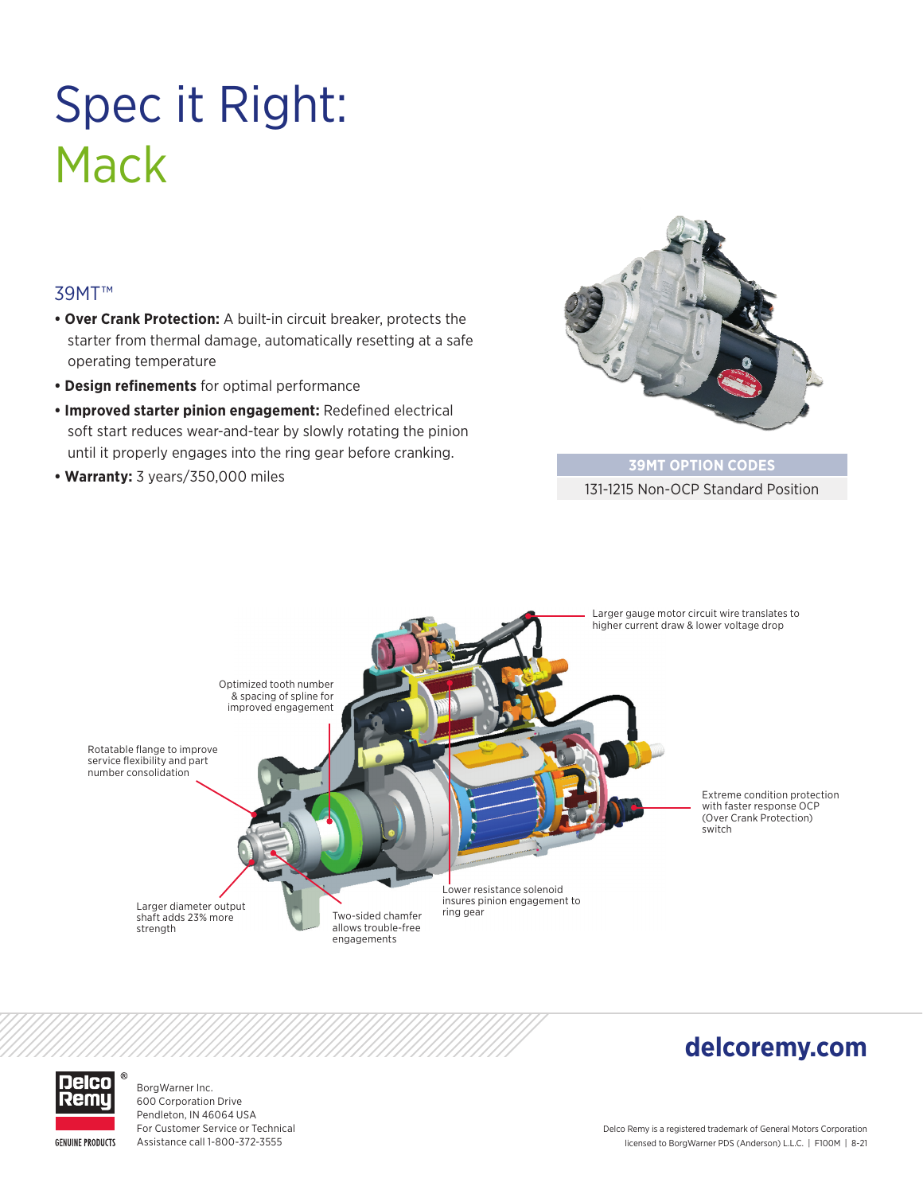# Spec it Right: Mack

## 39MT™

- **Over Crank Protection:** A built-in circuit breaker, protects the starter from thermal damage, automatically resetting at a safe operating temperature
- **Design refinements** for optimal performance
- **Improved starter pinion engagement:** Redefined electrical soft start reduces wear-and-tear by slowly rotating the pinion until it properly engages into the ring gear before cranking.
- **Warranty:** 3 years/350,000 miles

| 39MT OPTION CODES |
| --- |
| 131-1215 Non-OCP Standard Position |

Larger gauge motor circuit wire translates to higher current draw & lower voltage drop

Optimized tooth number & spacing of spline for improved engagement

Rotatable flange to improve service flexibility and part number consolidation

Extreme condition protection with faster response OCP (Over Crank Protection) switch

Larger diameter output shaft adds 23% more strength

Two-sided chamfer allows trouble-free engagements

Lower resistance solenoid insures pinion engagement to ring gear

**delcoremy.com**

Delco Remy® GENUINE PRODUCTS

BorgWarner Inc.
600 Corporation Drive
Pendleton, IN 46064 USA
For Customer Service or Technical Assistance call 1-800-372-3555

Delco Remy is a registered trademark of General Motors Corporation licensed to BorgWarner PDS (Anderson) L.L.C. | F100M | 8-21